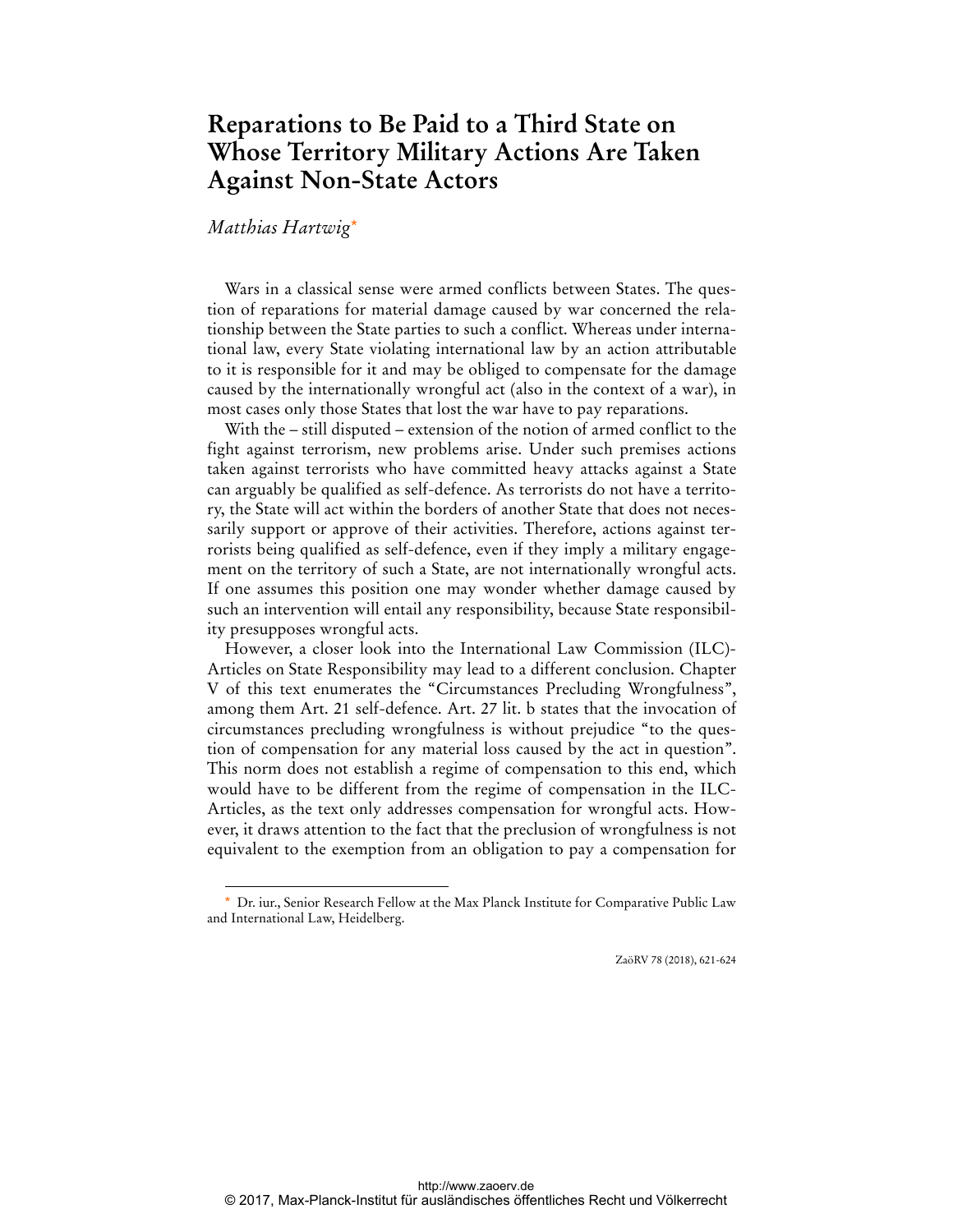# Reparations to Be Paid to a Third State on Whose Territory Military Actions Are Taken Against Non-State Actors

*Matthias Hartwig*[*]

Wars in a classical sense were armed conflicts between States. The question of reparations for material damage caused by war concerned the relationship between the State parties to such a conflict. Whereas under international law, every State violating international law by an action attributable to it is responsible for it and may be obliged to compensate for the damage caused by the internationally wrongful act (also in the context of a war), in most cases only those States that lost the war have to pay reparations.

With the – still disputed – extension of the notion of armed conflict to the fight against terrorism, new problems arise. Under such premises actions taken against terrorists who have committed heavy attacks against a State can arguably be qualified as self-defence. As terrorists do not have a territory, the State will act within the borders of another State that does not necessarily support or approve of their activities. Therefore, actions against terrorists being qualified as self-defence, even if they imply a military engagement on the territory of such a State, are not internationally wrongful acts. If one assumes this position one may wonder whether damage caused by such an intervention will entail any responsibility, because State responsibility presupposes wrongful acts.

However, a closer look into the International Law Commission (ILC)-Articles on State Responsibility may lead to a different conclusion. Chapter V of this text enumerates the "Circumstances Precluding Wrongfulness", among them Art. 21 self-defence. Art. 27 lit. b states that the invocation of circumstances precluding wrongfulness is without prejudice "to the question of compensation for any material loss caused by the act in question". This norm does not establish a regime of compensation to this end, which would have to be different from the regime of compensation in the ILC-Articles, as the text only addresses compensation for wrongful acts. However, it draws attention to the fact that the preclusion of wrongfulness is not equivalent to the exemption from an obligation to pay a compensation for

---

[*] Dr. iur., Senior Research Fellow at the Max Planck Institute for Comparative Public Law and International Law, Heidelberg.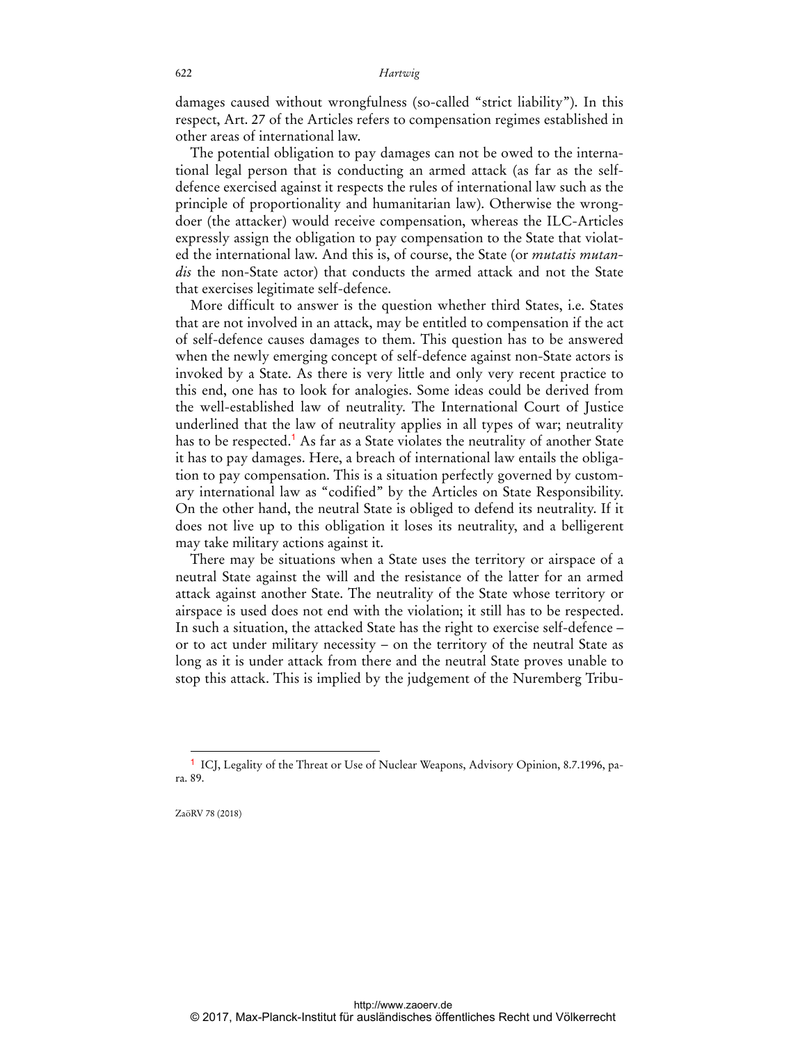damages caused without wrongfulness (so-called "strict liability"). In this respect, Art. 27 of the Articles refers to compensation regimes established in other areas of international law.

The potential obligation to pay damages can not be owed to the international legal person that is conducting an armed attack (as far as the self-defence exercised against it respects the rules of international law such as the principle of proportionality and humanitarian law). Otherwise the wrongdoer (the attacker) would receive compensation, whereas the ILC-Articles expressly assign the obligation to pay compensation to the State that violated the international law. And this is, of course, the State (or *mutatis mutandis* the non-State actor) that conducts the armed attack and not the State that exercises legitimate self-defence.

More difficult to answer is the question whether third States, i.e. States that are not involved in an attack, may be entitled to compensation if the act of self-defence causes damages to them. This question has to be answered when the newly emerging concept of self-defence against non-State actors is invoked by a State. As there is very little and only very recent practice to this end, one has to look for analogies. Some ideas could be derived from the well-established law of neutrality. The International Court of Justice underlined that the law of neutrality applies in all types of war; neutrality has to be respected.[1] As far as a State violates the neutrality of another State it has to pay damages. Here, a breach of international law entails the obligation to pay compensation. This is a situation perfectly governed by customary international law as "codified" by the Articles on State Responsibility. On the other hand, the neutral State is obliged to defend its neutrality. If it does not live up to this obligation it loses its neutrality, and a belligerent may take military actions against it.

There may be situations when a State uses the territory or airspace of a neutral State against the will and the resistance of the latter for an armed attack against another State. The neutrality of the State whose territory or airspace is used does not end with the violation; it still has to be respected. In such a situation, the attacked State has the right to exercise self-defence – or to act under military necessity – on the territory of the neutral State as long as it is under attack from there and the neutral State proves unable to stop this attack. This is implied by the judgement of the Nuremberg Tribu-

[1] ICJ, Legality of the Threat or Use of Nuclear Weapons, Advisory Opinion, 8.7.1996, para. 89.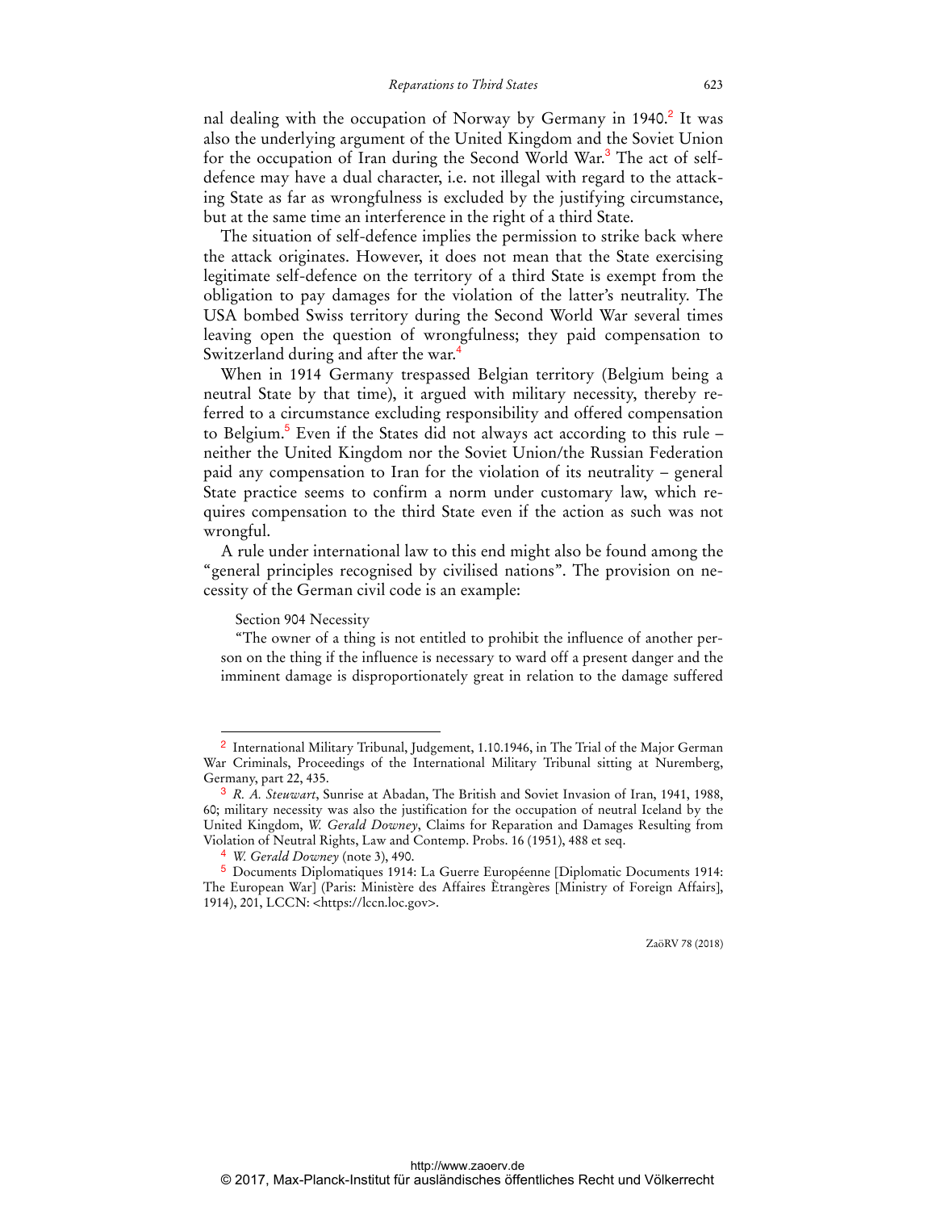nal dealing with the occupation of Norway by Germany in 1940.[2] It was also the underlying argument of the United Kingdom and the Soviet Union for the occupation of Iran during the Second World War.[3] The act of self-defence may have a dual character, i.e. not illegal with regard to the attacking State as far as wrongfulness is excluded by the justifying circumstance, but at the same time an interference in the right of a third State.

The situation of self-defence implies the permission to strike back where the attack originates. However, it does not mean that the State exercising legitimate self-defence on the territory of a third State is exempt from the obligation to pay damages for the violation of the latter's neutrality. The USA bombed Swiss territory during the Second World War several times leaving open the question of wrongfulness; they paid compensation to Switzerland during and after the war.[4]

When in 1914 Germany trespassed Belgian territory (Belgium being a neutral State by that time), it argued with military necessity, thereby referred to a circumstance excluding responsibility and offered compensation to Belgium.[5] Even if the States did not always act according to this rule – neither the United Kingdom nor the Soviet Union/the Russian Federation paid any compensation to Iran for the violation of its neutrality – general State practice seems to confirm a norm under customary law, which requires compensation to the third State even if the action as such was not wrongful.

A rule under international law to this end might also be found among the "general principles recognised by civilised nations". The provision on necessity of the German civil code is an example:

> Section 904 Necessity
>
> "The owner of a thing is not entitled to prohibit the influence of another person on the thing if the influence is necessary to ward off a present danger and the imminent damage is disproportionately great in relation to the damage suffered

---

[2] International Military Tribunal, Judgement, 1.10.1946, in The Trial of the Major German War Criminals, Proceedings of the International Military Tribunal sitting at Nuremberg, Germany, part 22, 435.

[3] *R. A. Steuwart*, Sunrise at Abadan, The British and Soviet Invasion of Iran, 1941, 1988, 60; military necessity was also the justification for the occupation of neutral Iceland by the United Kingdom, *W. Gerald Downey*, Claims for Reparation and Damages Resulting from Violation of Neutral Rights, Law and Contemp. Probs. 16 (1951), 488 et seq.

[4] *W. Gerald Downey* (note 3), 490.

[5] Documents Diplomatiques 1914: La Guerre Européenne [Diplomatic Documents 1914: The European War] (Paris: Ministère des Affaires Ètrangères [Ministry of Foreign Affairs], 1914), 201, LCCN: <https://lccn.loc.gov>.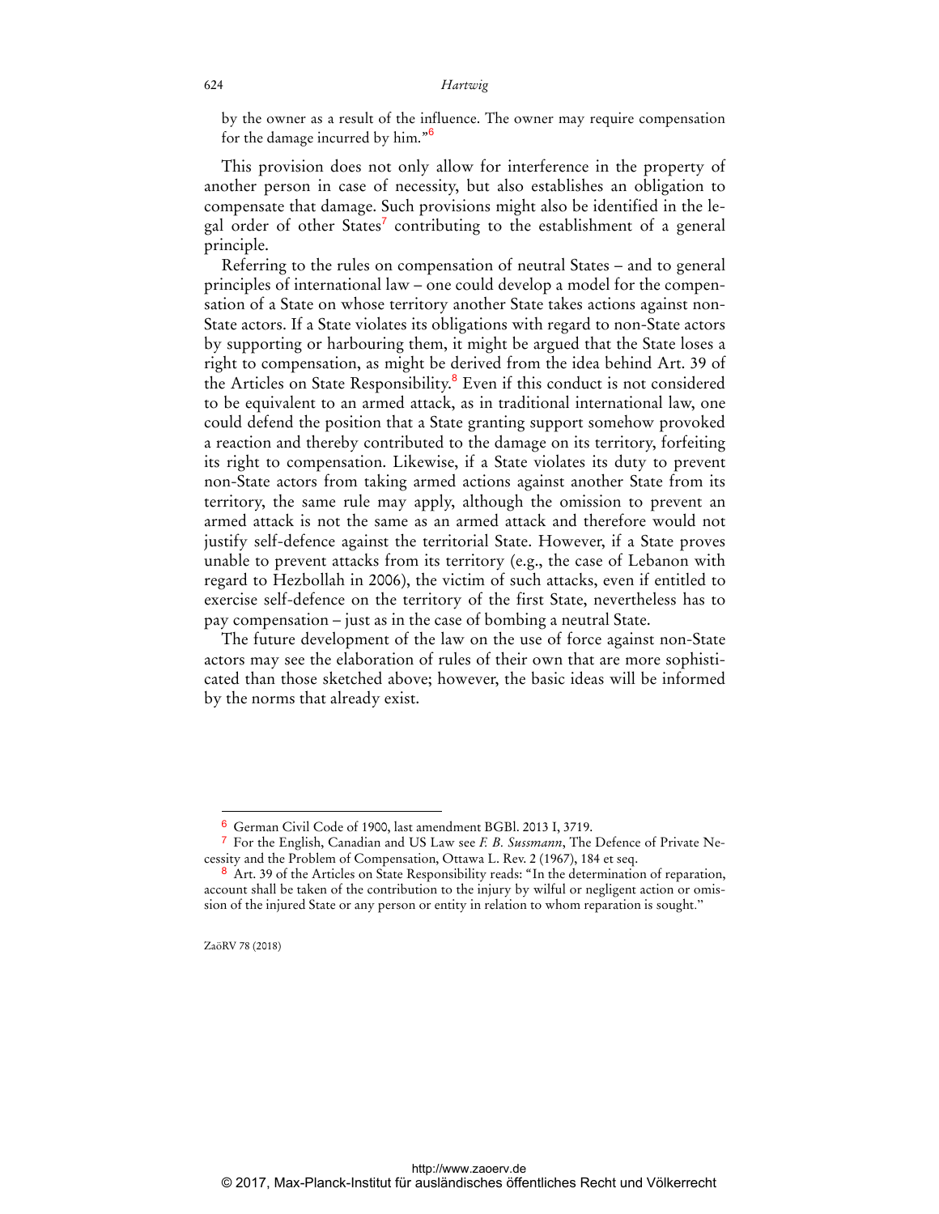by the owner as a result of the influence. The owner may require compensation for the damage incurred by him."[6]

This provision does not only allow for interference in the property of another person in case of necessity, but also establishes an obligation to compensate that damage. Such provisions might also be identified in the legal order of other States[7] contributing to the establishment of a general principle.

Referring to the rules on compensation of neutral States – and to general principles of international law – one could develop a model for the compensation of a State on whose territory another State takes actions against non-State actors. If a State violates its obligations with regard to non-State actors by supporting or harbouring them, it might be argued that the State loses a right to compensation, as might be derived from the idea behind Art. 39 of the Articles on State Responsibility.[8] Even if this conduct is not considered to be equivalent to an armed attack, as in traditional international law, one could defend the position that a State granting support somehow provoked a reaction and thereby contributed to the damage on its territory, forfeiting its right to compensation. Likewise, if a State violates its duty to prevent non-State actors from taking armed actions against another State from its territory, the same rule may apply, although the omission to prevent an armed attack is not the same as an armed attack and therefore would not justify self-defence against the territorial State. However, if a State proves unable to prevent attacks from its territory (e.g., the case of Lebanon with regard to Hezbollah in 2006), the victim of such attacks, even if entitled to exercise self-defence on the territory of the first State, nevertheless has to pay compensation – just as in the case of bombing a neutral State.

The future development of the law on the use of force against non-State actors may see the elaboration of rules of their own that are more sophisticated than those sketched above; however, the basic ideas will be informed by the norms that already exist.

---

[6] German Civil Code of 1900, last amendment BGBl. 2013 I, 3719.

[7] For the English, Canadian and US Law see *F. B. Sussmann*, The Defence of Private Necessity and the Problem of Compensation, Ottawa L. Rev. 2 (1967), 184 et seq.

[8] Art. 39 of the Articles on State Responsibility reads: "In the determination of reparation, account shall be taken of the contribution to the injury by wilful or negligent action or omission of the injured State or any person or entity in relation to whom reparation is sought."